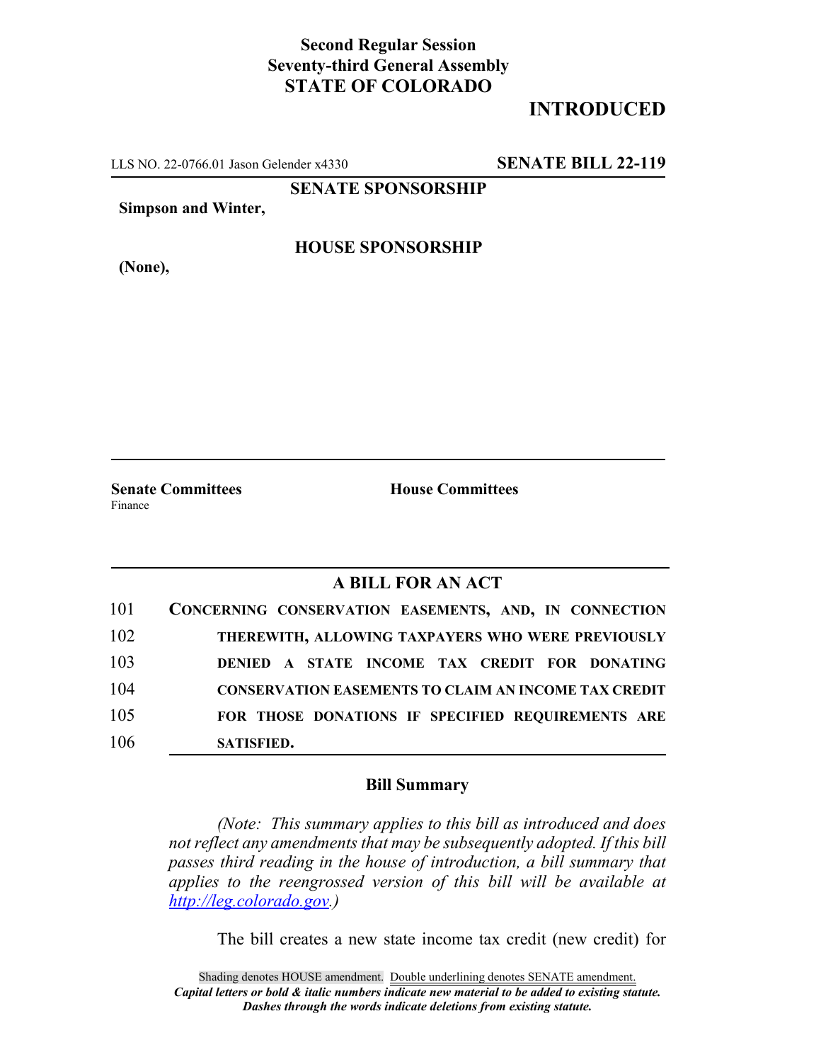**Second Regular Session**
**Seventy-third General Assembly**
**STATE OF COLORADO**

# INTRODUCED

LLS NO. 22-0766.01 Jason Gelender x4330 **SENATE BILL 22-119**

**SENATE SPONSORSHIP**

**Simpson and Winter,**

**HOUSE SPONSORSHIP**

**(None),**

**Senate Committees**
Finance

**House Committees**

## A BILL FOR AN ACT

101 **CONCERNING CONSERVATION EASEMENTS, AND, IN CONNECTION**
102 **THEREWITH, ALLOWING TAXPAYERS WHO WERE PREVIOUSLY**
103 **DENIED A STATE INCOME TAX CREDIT FOR DONATING**
104 **CONSERVATION EASEMENTS TO CLAIM AN INCOME TAX CREDIT**
105 **FOR THOSE DONATIONS IF SPECIFIED REQUIREMENTS ARE**
106 **SATISFIED.**

### Bill Summary

*(Note: This summary applies to this bill as introduced and does not reflect any amendments that may be subsequently adopted. If this bill passes third reading in the house of introduction, a bill summary that applies to the reengrossed version of this bill will be available at http://leg.colorado.gov.)*

The bill creates a new state income tax credit (new credit) for

Shading denotes HOUSE amendment. Double underlining denotes SENATE amendment.
*Capital letters or bold & italic numbers indicate new material to be added to existing statute.*
*Dashes through the words indicate deletions from existing statute.*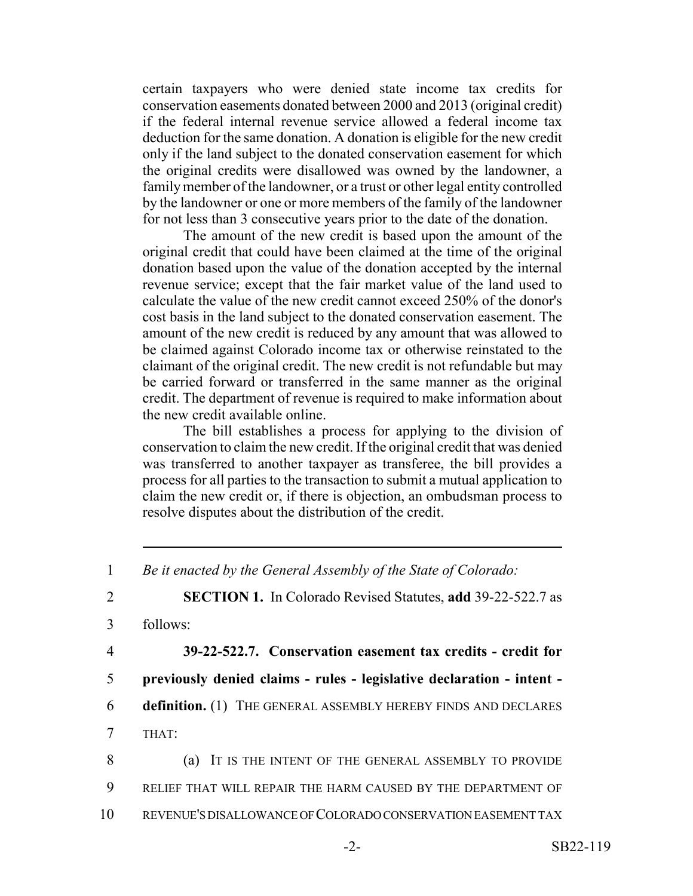certain taxpayers who were denied state income tax credits for conservation easements donated between 2000 and 2013 (original credit) if the federal internal revenue service allowed a federal income tax deduction for the same donation. A donation is eligible for the new credit only if the land subject to the donated conservation easement for which the original credits were disallowed was owned by the landowner, a family member of the landowner, or a trust or other legal entity controlled by the landowner or one or more members of the family of the landowner for not less than 3 consecutive years prior to the date of the donation.

The amount of the new credit is based upon the amount of the original credit that could have been claimed at the time of the original donation based upon the value of the donation accepted by the internal revenue service; except that the fair market value of the land used to calculate the value of the new credit cannot exceed 250% of the donor's cost basis in the land subject to the donated conservation easement. The amount of the new credit is reduced by any amount that was allowed to be claimed against Colorado income tax or otherwise reinstated to the claimant of the original credit. The new credit is not refundable but may be carried forward or transferred in the same manner as the original credit. The department of revenue is required to make information about the new credit available online.

The bill establishes a process for applying to the division of conservation to claim the new credit. If the original credit that was denied was transferred to another taxpayer as transferee, the bill provides a process for all parties to the transaction to submit a mutual application to claim the new credit or, if there is objection, an ombudsman process to resolve disputes about the distribution of the credit.

---

1 *Be it enacted by the General Assembly of the State of Colorado:*

2 **SECTION 1.** In Colorado Revised Statutes, **add** 39-22-522.7 as

3 follows:

4 **39-22-522.7. Conservation easement tax credits - credit for**

5 **previously denied claims - rules - legislative declaration - intent -**

6 **definition.** (1) THE GENERAL ASSEMBLY HEREBY FINDS AND DECLARES

7 THAT:

8 (a) IT IS THE INTENT OF THE GENERAL ASSEMBLY TO PROVIDE

9 RELIEF THAT WILL REPAIR THE HARM CAUSED BY THE DEPARTMENT OF

10 REVENUE'S DISALLOWANCE OF COLORADO CONSERVATION EASEMENT TAX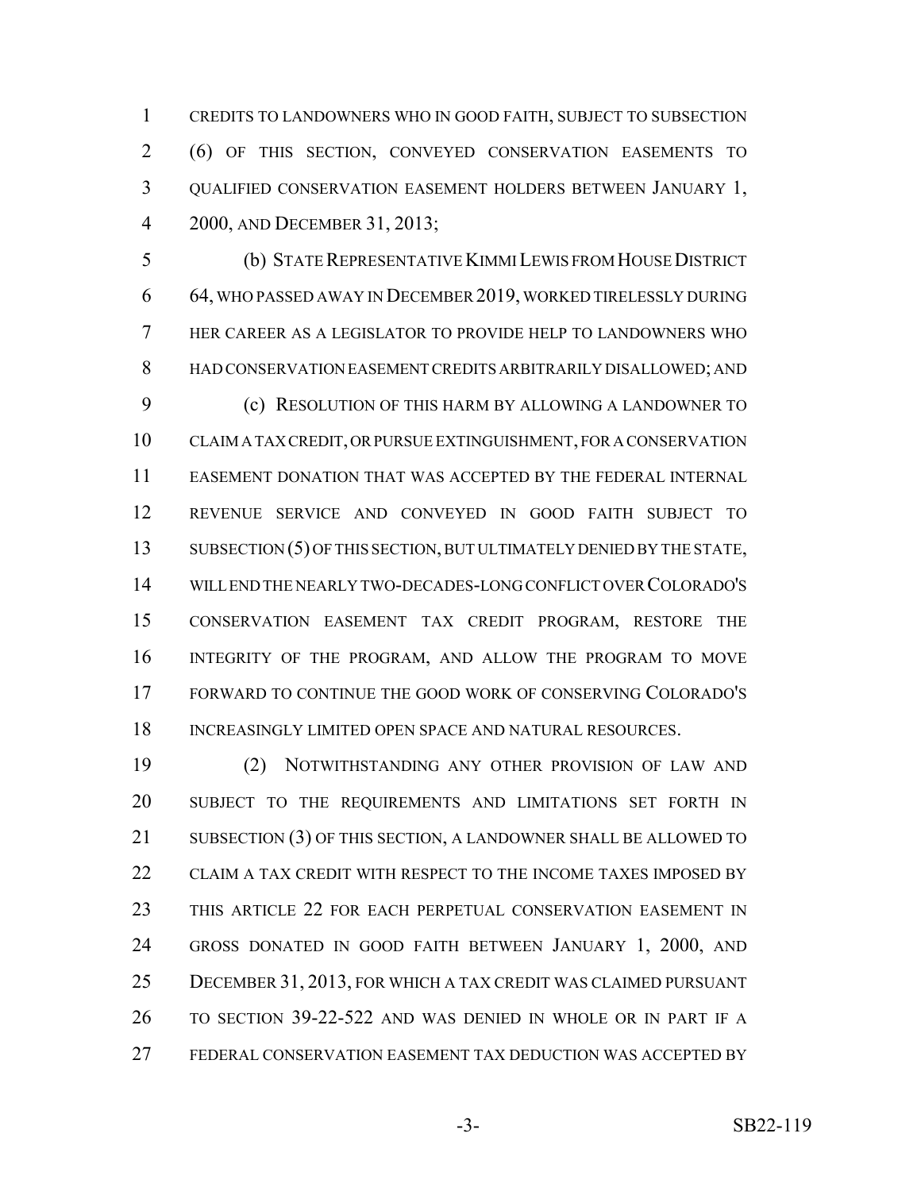CREDITS TO LANDOWNERS WHO IN GOOD FAITH, SUBJECT TO SUBSECTION (6) OF THIS SECTION, CONVEYED CONSERVATION EASEMENTS TO QUALIFIED CONSERVATION EASEMENT HOLDERS BETWEEN JANUARY 1, 2000, AND DECEMBER 31, 2013;

(b) STATE REPRESENTATIVE KIMMI LEWIS FROM HOUSE DISTRICT 64, WHO PASSED AWAY IN DECEMBER 2019, WORKED TIRELESSLY DURING HER CAREER AS A LEGISLATOR TO PROVIDE HELP TO LANDOWNERS WHO HAD CONSERVATION EASEMENT CREDITS ARBITRARILY DISALLOWED; AND

(c) RESOLUTION OF THIS HARM BY ALLOWING A LANDOWNER TO CLAIM A TAX CREDIT, OR PURSUE EXTINGUISHMENT, FOR A CONSERVATION EASEMENT DONATION THAT WAS ACCEPTED BY THE FEDERAL INTERNAL REVENUE SERVICE AND CONVEYED IN GOOD FAITH SUBJECT TO SUBSECTION (5) OF THIS SECTION, BUT ULTIMATELY DENIED BY THE STATE, WILL END THE NEARLY TWO-DECADES-LONG CONFLICT OVER COLORADO'S CONSERVATION EASEMENT TAX CREDIT PROGRAM, RESTORE THE INTEGRITY OF THE PROGRAM, AND ALLOW THE PROGRAM TO MOVE FORWARD TO CONTINUE THE GOOD WORK OF CONSERVING COLORADO'S INCREASINGLY LIMITED OPEN SPACE AND NATURAL RESOURCES.

(2) NOTWITHSTANDING ANY OTHER PROVISION OF LAW AND SUBJECT TO THE REQUIREMENTS AND LIMITATIONS SET FORTH IN SUBSECTION (3) OF THIS SECTION, A LANDOWNER SHALL BE ALLOWED TO CLAIM A TAX CREDIT WITH RESPECT TO THE INCOME TAXES IMPOSED BY THIS ARTICLE 22 FOR EACH PERPETUAL CONSERVATION EASEMENT IN GROSS DONATED IN GOOD FAITH BETWEEN JANUARY 1, 2000, AND DECEMBER 31, 2013, FOR WHICH A TAX CREDIT WAS CLAIMED PURSUANT TO SECTION 39-22-522 AND WAS DENIED IN WHOLE OR IN PART IF A FEDERAL CONSERVATION EASEMENT TAX DEDUCTION WAS ACCEPTED BY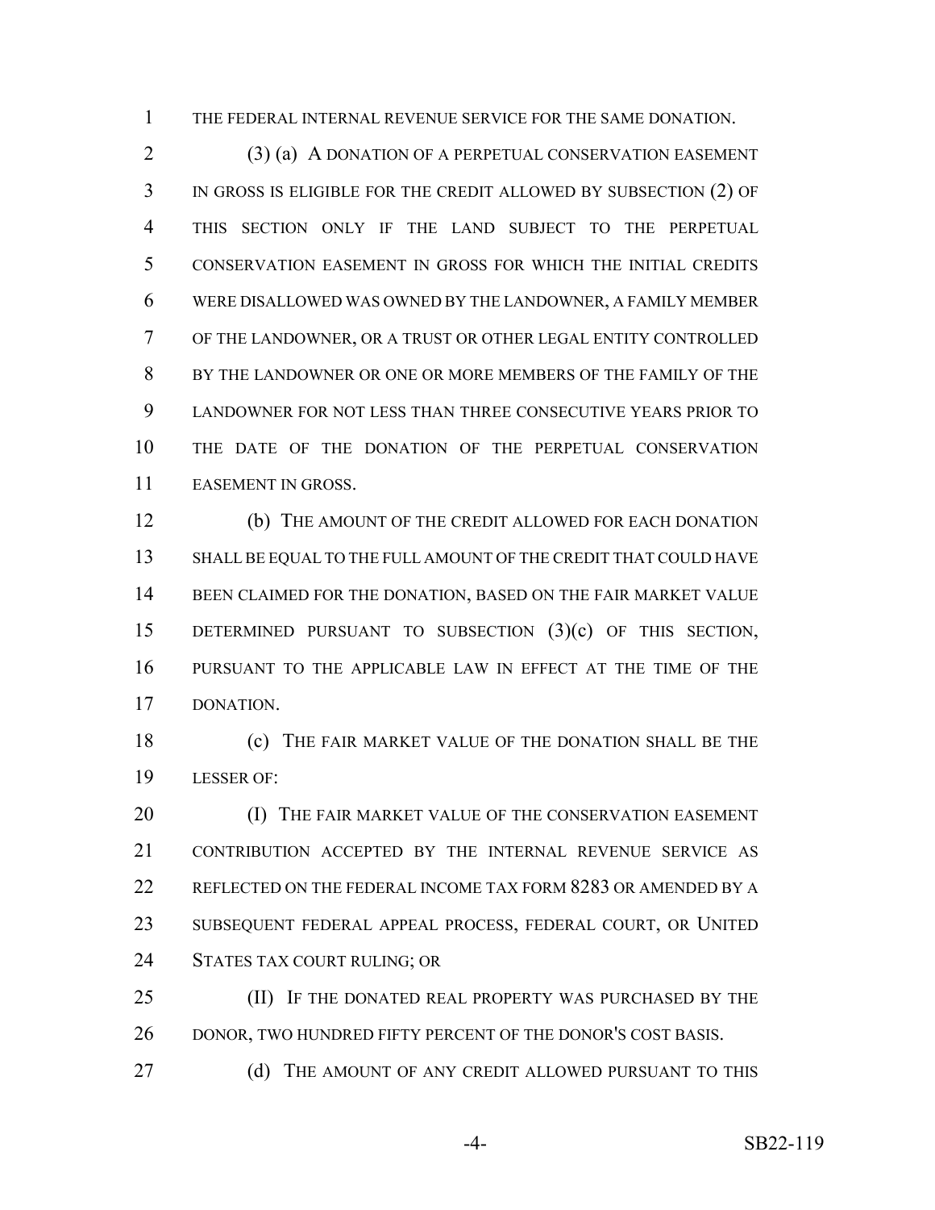THE FEDERAL INTERNAL REVENUE SERVICE FOR THE SAME DONATION.

(3) (a) A DONATION OF A PERPETUAL CONSERVATION EASEMENT IN GROSS IS ELIGIBLE FOR THE CREDIT ALLOWED BY SUBSECTION (2) OF THIS SECTION ONLY IF THE LAND SUBJECT TO THE PERPETUAL CONSERVATION EASEMENT IN GROSS FOR WHICH THE INITIAL CREDITS WERE DISALLOWED WAS OWNED BY THE LANDOWNER, A FAMILY MEMBER OF THE LANDOWNER, OR A TRUST OR OTHER LEGAL ENTITY CONTROLLED BY THE LANDOWNER OR ONE OR MORE MEMBERS OF THE FAMILY OF THE LANDOWNER FOR NOT LESS THAN THREE CONSECUTIVE YEARS PRIOR TO THE DATE OF THE DONATION OF THE PERPETUAL CONSERVATION EASEMENT IN GROSS.

(b) THE AMOUNT OF THE CREDIT ALLOWED FOR EACH DONATION SHALL BE EQUAL TO THE FULL AMOUNT OF THE CREDIT THAT COULD HAVE BEEN CLAIMED FOR THE DONATION, BASED ON THE FAIR MARKET VALUE DETERMINED PURSUANT TO SUBSECTION (3)(c) OF THIS SECTION, PURSUANT TO THE APPLICABLE LAW IN EFFECT AT THE TIME OF THE DONATION.

(c) THE FAIR MARKET VALUE OF THE DONATION SHALL BE THE LESSER OF:

(I) THE FAIR MARKET VALUE OF THE CONSERVATION EASEMENT CONTRIBUTION ACCEPTED BY THE INTERNAL REVENUE SERVICE AS REFLECTED ON THE FEDERAL INCOME TAX FORM 8283 OR AMENDED BY A SUBSEQUENT FEDERAL APPEAL PROCESS, FEDERAL COURT, OR UNITED STATES TAX COURT RULING; OR

(II) IF THE DONATED REAL PROPERTY WAS PURCHASED BY THE DONOR, TWO HUNDRED FIFTY PERCENT OF THE DONOR'S COST BASIS.

(d) THE AMOUNT OF ANY CREDIT ALLOWED PURSUANT TO THIS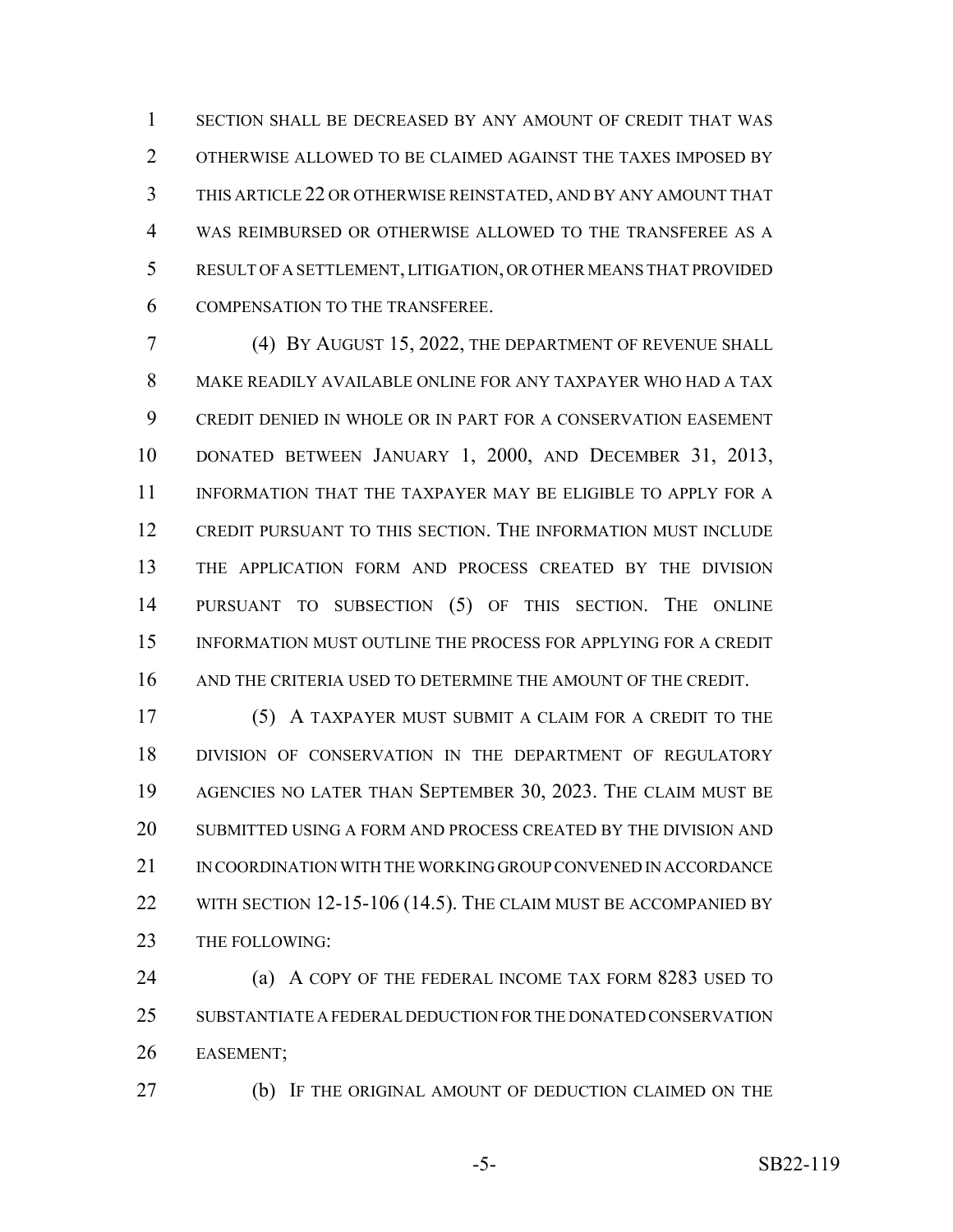SECTION SHALL BE DECREASED BY ANY AMOUNT OF CREDIT THAT WAS OTHERWISE ALLOWED TO BE CLAIMED AGAINST THE TAXES IMPOSED BY THIS ARTICLE 22 OR OTHERWISE REINSTATED, AND BY ANY AMOUNT THAT WAS REIMBURSED OR OTHERWISE ALLOWED TO THE TRANSFEREE AS A RESULT OF A SETTLEMENT, LITIGATION, OR OTHER MEANS THAT PROVIDED COMPENSATION TO THE TRANSFEREE.

(4) BY AUGUST 15, 2022, THE DEPARTMENT OF REVENUE SHALL MAKE READILY AVAILABLE ONLINE FOR ANY TAXPAYER WHO HAD A TAX CREDIT DENIED IN WHOLE OR IN PART FOR A CONSERVATION EASEMENT DONATED BETWEEN JANUARY 1, 2000, AND DECEMBER 31, 2013, INFORMATION THAT THE TAXPAYER MAY BE ELIGIBLE TO APPLY FOR A CREDIT PURSUANT TO THIS SECTION. THE INFORMATION MUST INCLUDE THE APPLICATION FORM AND PROCESS CREATED BY THE DIVISION PURSUANT TO SUBSECTION (5) OF THIS SECTION. THE ONLINE INFORMATION MUST OUTLINE THE PROCESS FOR APPLYING FOR A CREDIT AND THE CRITERIA USED TO DETERMINE THE AMOUNT OF THE CREDIT.

(5) A TAXPAYER MUST SUBMIT A CLAIM FOR A CREDIT TO THE DIVISION OF CONSERVATION IN THE DEPARTMENT OF REGULATORY AGENCIES NO LATER THAN SEPTEMBER 30, 2023. THE CLAIM MUST BE SUBMITTED USING A FORM AND PROCESS CREATED BY THE DIVISION AND IN COORDINATION WITH THE WORKING GROUP CONVENED IN ACCORDANCE WITH SECTION 12-15-106 (14.5). THE CLAIM MUST BE ACCOMPANIED BY THE FOLLOWING:

(a) A COPY OF THE FEDERAL INCOME TAX FORM 8283 USED TO SUBSTANTIATE A FEDERAL DEDUCTION FOR THE DONATED CONSERVATION EASEMENT;

(b) IF THE ORIGINAL AMOUNT OF DEDUCTION CLAIMED ON THE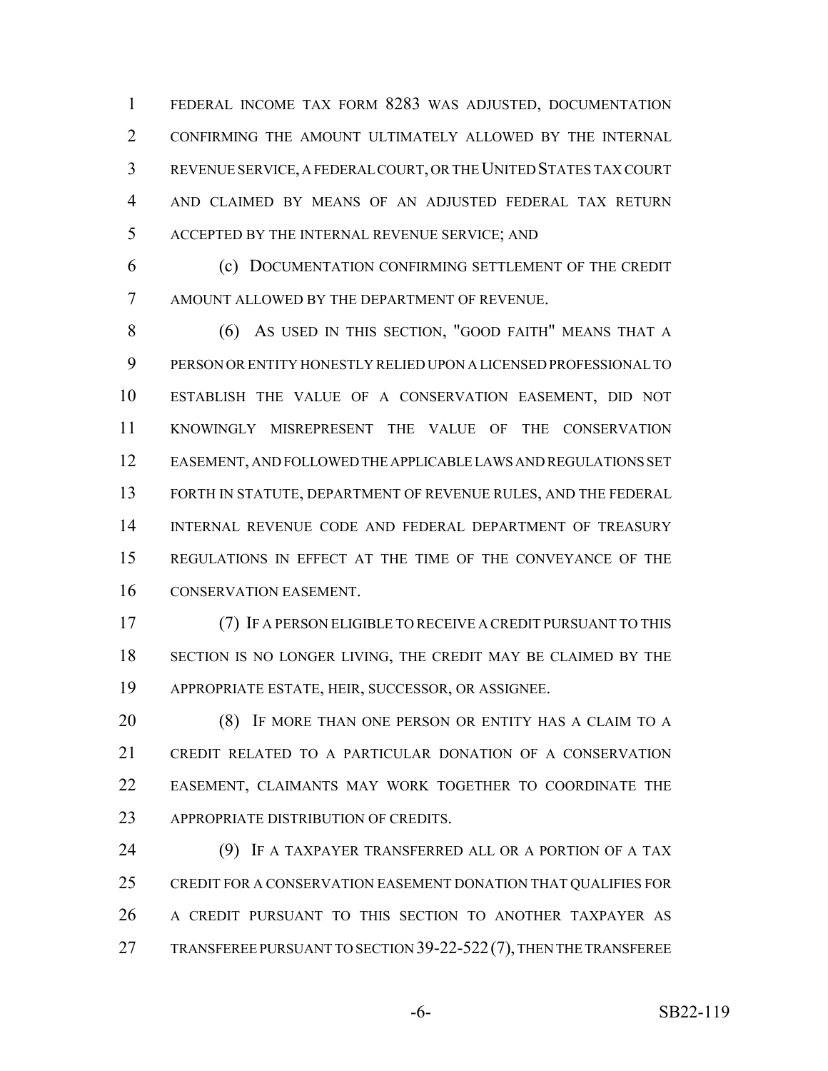FEDERAL INCOME TAX FORM 8283 WAS ADJUSTED, DOCUMENTATION CONFIRMING THE AMOUNT ULTIMATELY ALLOWED BY THE INTERNAL REVENUE SERVICE, A FEDERAL COURT, OR THE UNITED STATES TAX COURT AND CLAIMED BY MEANS OF AN ADJUSTED FEDERAL TAX RETURN ACCEPTED BY THE INTERNAL REVENUE SERVICE; AND

(c) DOCUMENTATION CONFIRMING SETTLEMENT OF THE CREDIT AMOUNT ALLOWED BY THE DEPARTMENT OF REVENUE.

(6) AS USED IN THIS SECTION, "GOOD FAITH" MEANS THAT A PERSON OR ENTITY HONESTLY RELIED UPON A LICENSED PROFESSIONAL TO ESTABLISH THE VALUE OF A CONSERVATION EASEMENT, DID NOT KNOWINGLY MISREPRESENT THE VALUE OF THE CONSERVATION EASEMENT, AND FOLLOWED THE APPLICABLE LAWS AND REGULATIONS SET FORTH IN STATUTE, DEPARTMENT OF REVENUE RULES, AND THE FEDERAL INTERNAL REVENUE CODE AND FEDERAL DEPARTMENT OF TREASURY REGULATIONS IN EFFECT AT THE TIME OF THE CONVEYANCE OF THE CONSERVATION EASEMENT.

(7) IF A PERSON ELIGIBLE TO RECEIVE A CREDIT PURSUANT TO THIS SECTION IS NO LONGER LIVING, THE CREDIT MAY BE CLAIMED BY THE APPROPRIATE ESTATE, HEIR, SUCCESSOR, OR ASSIGNEE.

(8) IF MORE THAN ONE PERSON OR ENTITY HAS A CLAIM TO A CREDIT RELATED TO A PARTICULAR DONATION OF A CONSERVATION EASEMENT, CLAIMANTS MAY WORK TOGETHER TO COORDINATE THE APPROPRIATE DISTRIBUTION OF CREDITS.

(9) IF A TAXPAYER TRANSFERRED ALL OR A PORTION OF A TAX CREDIT FOR A CONSERVATION EASEMENT DONATION THAT QUALIFIES FOR A CREDIT PURSUANT TO THIS SECTION TO ANOTHER TAXPAYER AS TRANSFEREE PURSUANT TO SECTION 39-22-522 (7), THEN THE TRANSFEREE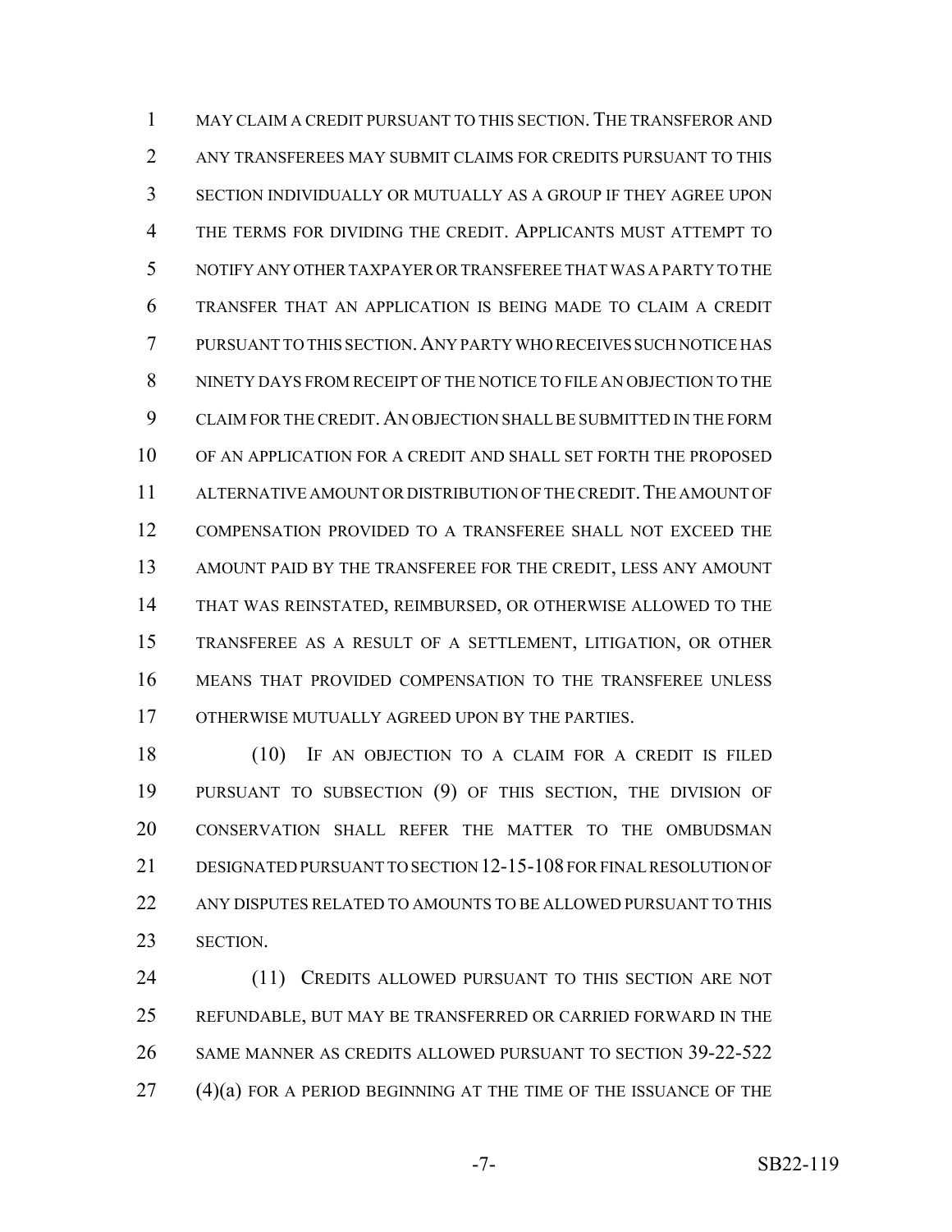MAY CLAIM A CREDIT PURSUANT TO THIS SECTION. THE TRANSFEROR AND ANY TRANSFEREES MAY SUBMIT CLAIMS FOR CREDITS PURSUANT TO THIS SECTION INDIVIDUALLY OR MUTUALLY AS A GROUP IF THEY AGREE UPON THE TERMS FOR DIVIDING THE CREDIT. APPLICANTS MUST ATTEMPT TO NOTIFY ANY OTHER TAXPAYER OR TRANSFEREE THAT WAS A PARTY TO THE TRANSFER THAT AN APPLICATION IS BEING MADE TO CLAIM A CREDIT PURSUANT TO THIS SECTION. ANY PARTY WHO RECEIVES SUCH NOTICE HAS NINETY DAYS FROM RECEIPT OF THE NOTICE TO FILE AN OBJECTION TO THE CLAIM FOR THE CREDIT. AN OBJECTION SHALL BE SUBMITTED IN THE FORM OF AN APPLICATION FOR A CREDIT AND SHALL SET FORTH THE PROPOSED ALTERNATIVE AMOUNT OR DISTRIBUTION OF THE CREDIT. THE AMOUNT OF COMPENSATION PROVIDED TO A TRANSFEREE SHALL NOT EXCEED THE AMOUNT PAID BY THE TRANSFEREE FOR THE CREDIT, LESS ANY AMOUNT THAT WAS REINSTATED, REIMBURSED, OR OTHERWISE ALLOWED TO THE TRANSFEREE AS A RESULT OF A SETTLEMENT, LITIGATION, OR OTHER MEANS THAT PROVIDED COMPENSATION TO THE TRANSFEREE UNLESS OTHERWISE MUTUALLY AGREED UPON BY THE PARTIES.

(10) IF AN OBJECTION TO A CLAIM FOR A CREDIT IS FILED PURSUANT TO SUBSECTION (9) OF THIS SECTION, THE DIVISION OF CONSERVATION SHALL REFER THE MATTER TO THE OMBUDSMAN DESIGNATED PURSUANT TO SECTION 12-15-108 FOR FINAL RESOLUTION OF ANY DISPUTES RELATED TO AMOUNTS TO BE ALLOWED PURSUANT TO THIS SECTION.

(11) CREDITS ALLOWED PURSUANT TO THIS SECTION ARE NOT REFUNDABLE, BUT MAY BE TRANSFERRED OR CARRIED FORWARD IN THE SAME MANNER AS CREDITS ALLOWED PURSUANT TO SECTION 39-22-522 (4)(a) FOR A PERIOD BEGINNING AT THE TIME OF THE ISSUANCE OF THE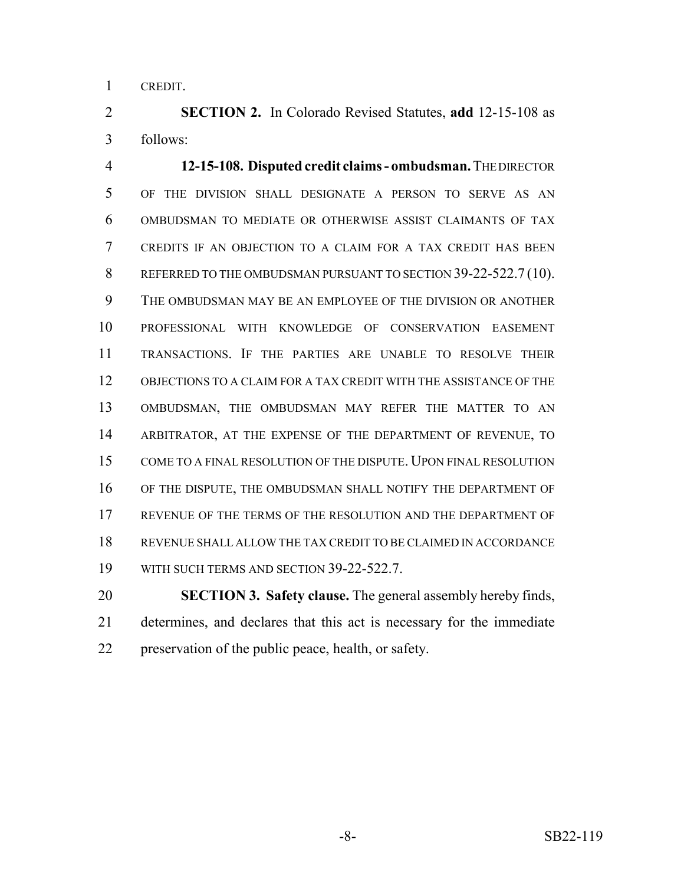CREDIT.

**SECTION 2.** In Colorado Revised Statutes, **add** 12-15-108 as follows:

**12-15-108. Disputed credit claims - ombudsman.** THE DIRECTOR OF THE DIVISION SHALL DESIGNATE A PERSON TO SERVE AS AN OMBUDSMAN TO MEDIATE OR OTHERWISE ASSIST CLAIMANTS OF TAX CREDITS IF AN OBJECTION TO A CLAIM FOR A TAX CREDIT HAS BEEN REFERRED TO THE OMBUDSMAN PURSUANT TO SECTION 39-22-522.7 (10). THE OMBUDSMAN MAY BE AN EMPLOYEE OF THE DIVISION OR ANOTHER PROFESSIONAL WITH KNOWLEDGE OF CONSERVATION EASEMENT TRANSACTIONS. IF THE PARTIES ARE UNABLE TO RESOLVE THEIR OBJECTIONS TO A CLAIM FOR A TAX CREDIT WITH THE ASSISTANCE OF THE OMBUDSMAN, THE OMBUDSMAN MAY REFER THE MATTER TO AN ARBITRATOR, AT THE EXPENSE OF THE DEPARTMENT OF REVENUE, TO COME TO A FINAL RESOLUTION OF THE DISPUTE. UPON FINAL RESOLUTION OF THE DISPUTE, THE OMBUDSMAN SHALL NOTIFY THE DEPARTMENT OF REVENUE OF THE TERMS OF THE RESOLUTION AND THE DEPARTMENT OF REVENUE SHALL ALLOW THE TAX CREDIT TO BE CLAIMED IN ACCORDANCE WITH SUCH TERMS AND SECTION 39-22-522.7.

**SECTION 3. Safety clause.** The general assembly hereby finds, determines, and declares that this act is necessary for the immediate preservation of the public peace, health, or safety.